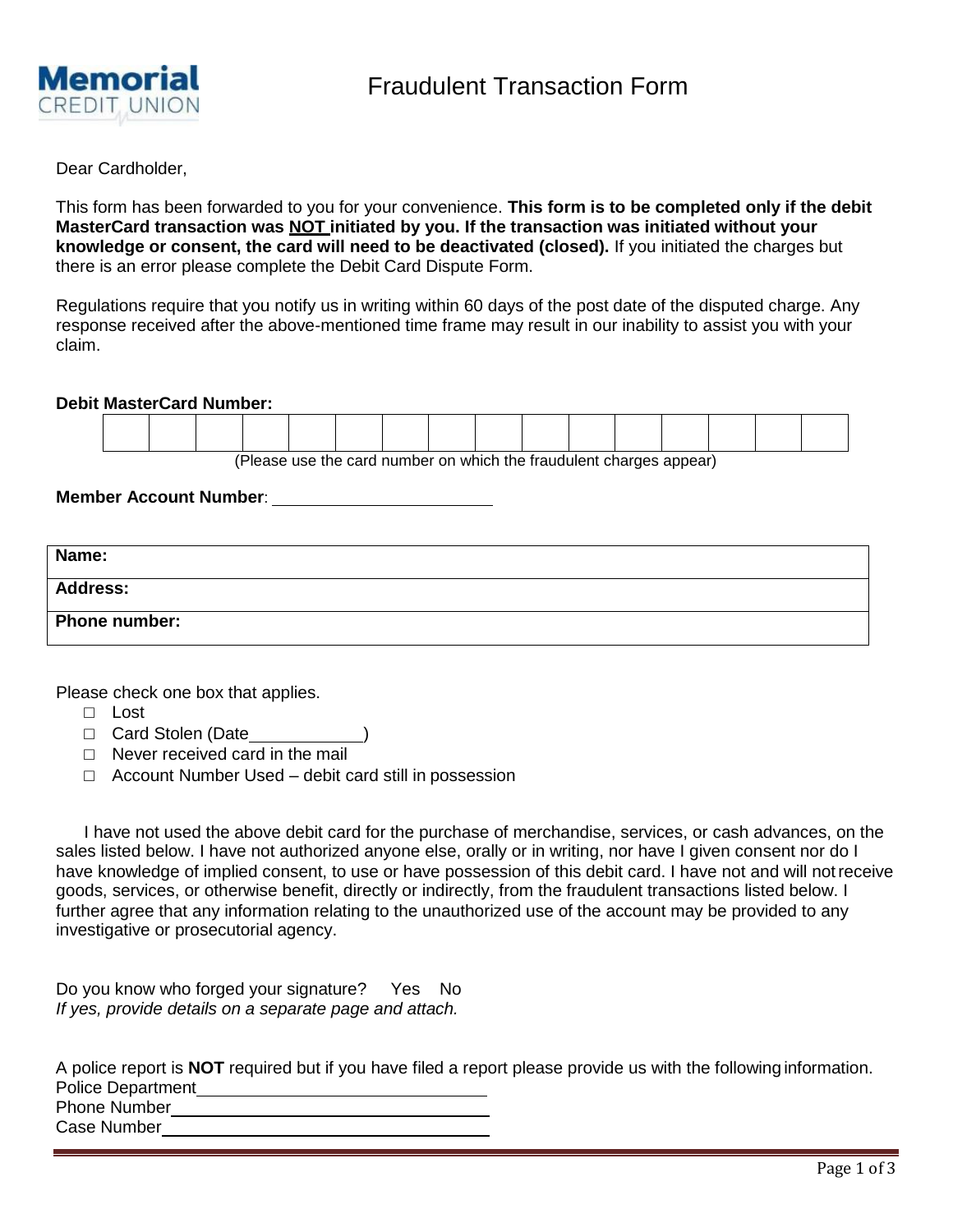**Memorial**
CREDIT UNION

# Fraudulent Transaction Form

Dear Cardholder,

This form has been forwarded to you for your convenience. **This form is to be completed only if the debit MasterCard transaction was <u>NOT</u> initiated by you. If the transaction was initiated without your knowledge or consent, the card will need to be deactivated (closed).** If you initiated the charges but there is an error please complete the Debit Card Dispute Form.

Regulations require that you notify us in writing within 60 days of the post date of the disputed charge. Any response received after the above-mentioned time frame may result in our inability to assist you with your claim.

**Debit MasterCard Number:**

| | | | | | | | | | | | | | | | |
|---|---|---|---|---|---|---|---|---|---|---|---|---|---|---|---|
| | | | | | | | | | | | | | | | |

(Please use the card number on which the fraudulent charges appear)

**Member Account Number**: ____________________

| |
|---|
| **Name:** |
| **Address:** |
| **Phone number:** |

Please check one box that applies.

- ☐ Lost
- ☐ Card Stolen (Date__________)
- ☐ Never received card in the mail
- ☐ Account Number Used – debit card still in possession

I have not used the above debit card for the purchase of merchandise, services, or cash advances, on the sales listed below. I have not authorized anyone else, orally or in writing, nor have I given consent nor do I have knowledge of implied consent, to use or have possession of this debit card. I have not and will not receive goods, services, or otherwise benefit, directly or indirectly, from the fraudulent transactions listed below. I further agree that any information relating to the unauthorized use of the account may be provided to any investigative or prosecutorial agency.

Do you know who forged your signature? Yes No
*If yes, provide details on a separate page and attach.*

A police report is **NOT** required but if you have filed a report please provide us with the following information.
Police Department____________________
Phone Number____________________
Case Number____________________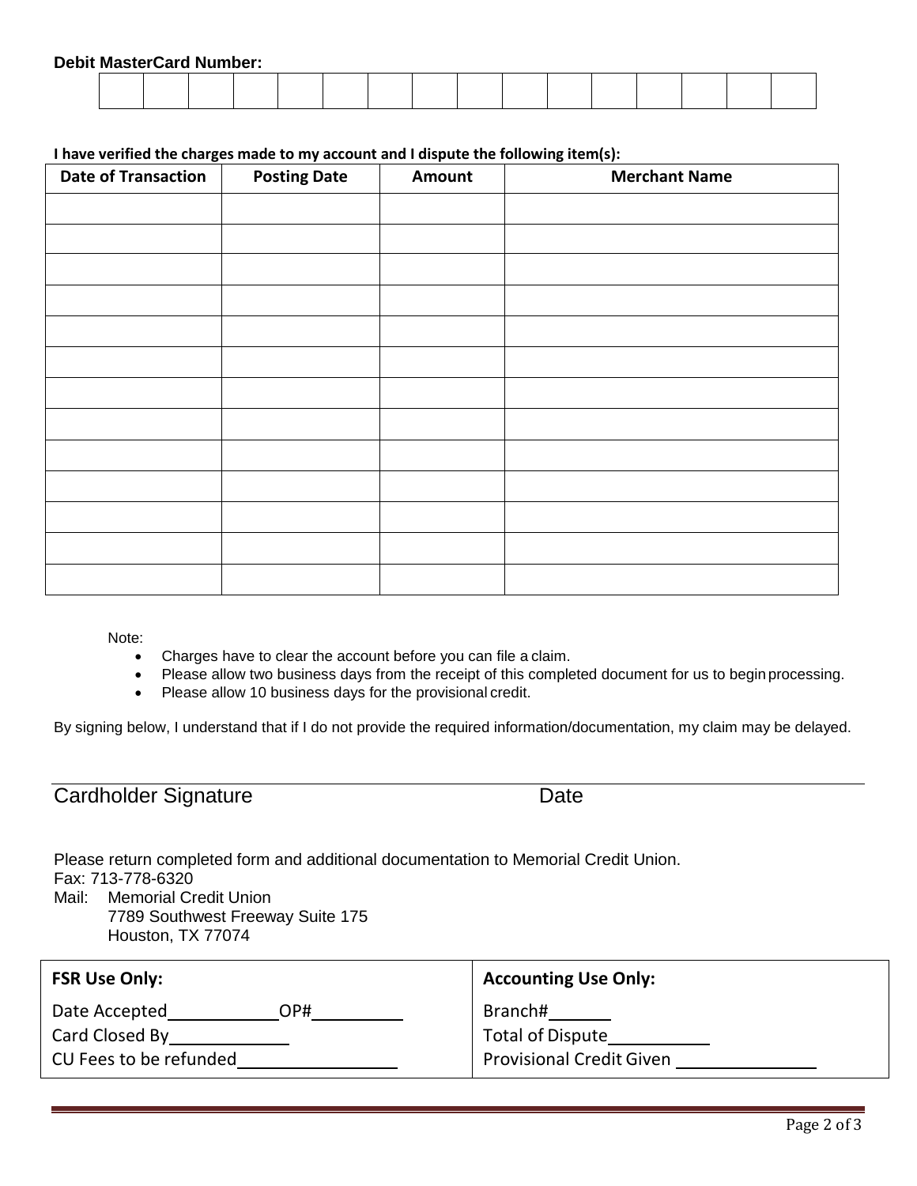**Debit MasterCard Number:**

| | | | | | | | | | | | | | | | |
|---|---|---|---|---|---|---|---|---|---|---|---|---|---|---|---|
| | | | | | | | | | | | | | | | |

**I have verified the charges made to my account and I dispute the following item(s):**

| Date of Transaction | Posting Date | Amount | Merchant Name |
|---|---|---|---|
| | | | |
| | | | |
| | | | |
| | | | |
| | | | |
| | | | |
| | | | |
| | | | |
| | | | |
| | | | |
| | | | |
| | | | |
| | | | |

Note:

- Charges have to clear the account before you can file a claim.
- Please allow two business days from the receipt of this completed document for us to begin processing.
- Please allow 10 business days for the provisional credit.

By signing below, I understand that if I do not provide the required information/documentation, my claim may be delayed.

______________________________________________________________________

Cardholder Signature Date

Please return completed form and additional documentation to Memorial Credit Union.
Fax: 713-778-6320
Mail: Memorial Credit Union
7789 Southwest Freeway Suite 175
Houston, TX 77074

| FSR Use Only: | Accounting Use Only: |
|---|---|
| Date Accepted__________ OP#__________ | Branch#______ |
| Card Closed By__________ | Total of Dispute__________ |
| CU Fees to be refunded__________ | Provisional Credit Given __________ |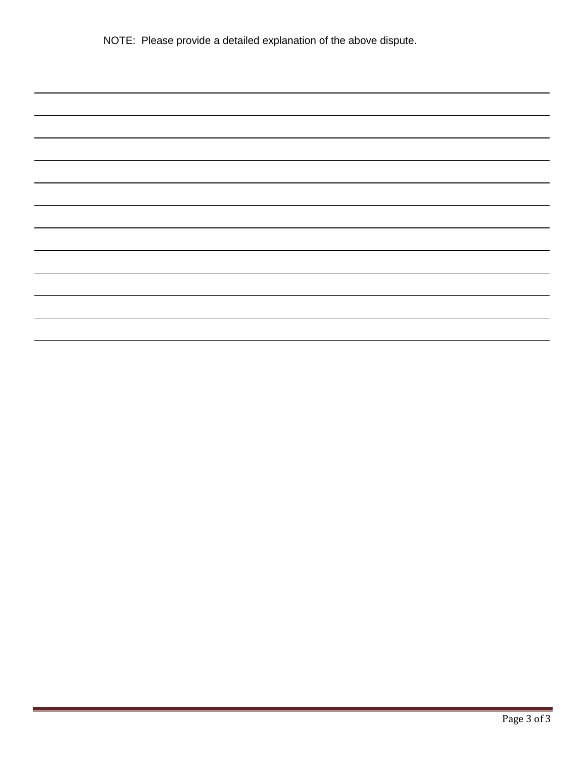NOTE: Please provide a detailed explanation of the above dispute.

___

___

___

___

___

___

___

___

___

___

___

___